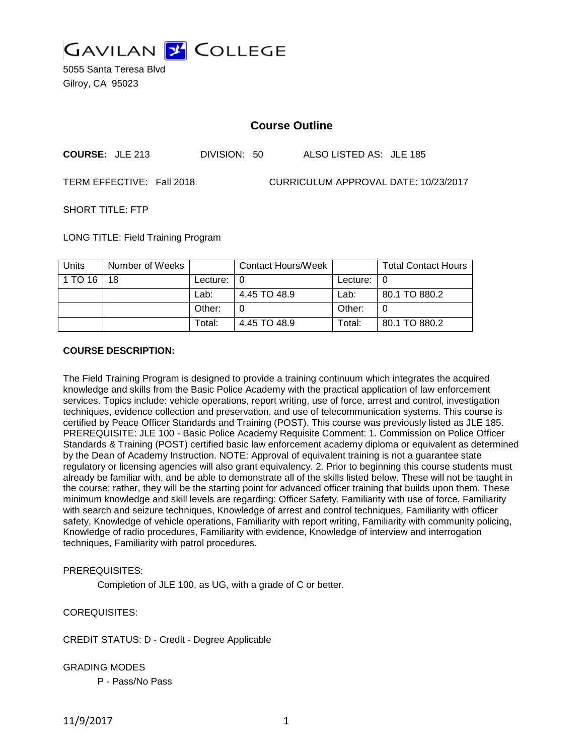# GAVILAN COLLEGE

5055 Santa Teresa Blvd
Gilroy, CA 95023

## Course Outline

**COURSE:** JLE 213 DIVISION: 50 ALSO LISTED AS: JLE 185

TERM EFFECTIVE: Fall 2018 CURRICULUM APPROVAL DATE: 10/23/2017

SHORT TITLE: FTP

LONG TITLE: Field Training Program

| Units | Number of Weeks | | Contact Hours/Week | | Total Contact Hours |
|---|---|---|---|---|---|
| 1 TO 16 | 18 | Lecture: | 0 | Lecture: | 0 |
| | | Lab: | 4.45 TO 48.9 | Lab: | 80.1 TO 880.2 |
| | | Other: | 0 | Other: | 0 |
| | | Total: | 4.45 TO 48.9 | Total: | 80.1 TO 880.2 |

**COURSE DESCRIPTION:**

The Field Training Program is designed to provide a training continuum which integrates the acquired knowledge and skills from the Basic Police Academy with the practical application of law enforcement services. Topics include: vehicle operations, report writing, use of force, arrest and control, investigation techniques, evidence collection and preservation, and use of telecommunication systems. This course is certified by Peace Officer Standards and Training (POST). This course was previously listed as JLE 185. PREREQUISITE: JLE 100 - Basic Police Academy Requisite Comment: 1. Commission on Police Officer Standards & Training (POST) certified basic law enforcement academy diploma or equivalent as determined by the Dean of Academy Instruction. NOTE: Approval of equivalent training is not a guarantee state regulatory or licensing agencies will also grant equivalency. 2. Prior to beginning this course students must already be familiar with, and be able to demonstrate all of the skills listed below. These will not be taught in the course; rather, they will be the starting point for advanced officer training that builds upon them. These minimum knowledge and skill levels are regarding: Officer Safety, Familiarity with use of force, Familiarity with search and seizure techniques, Knowledge of arrest and control techniques, Familiarity with officer safety, Knowledge of vehicle operations, Familiarity with report writing, Familiarity with community policing, Knowledge of radio procedures, Familiarity with evidence, Knowledge of interview and interrogation techniques, Familiarity with patrol procedures.

PREREQUISITES:

Completion of JLE 100, as UG, with a grade of C or better.

COREQUISITES:

CREDIT STATUS: D - Credit - Degree Applicable

GRADING MODES

P - Pass/No Pass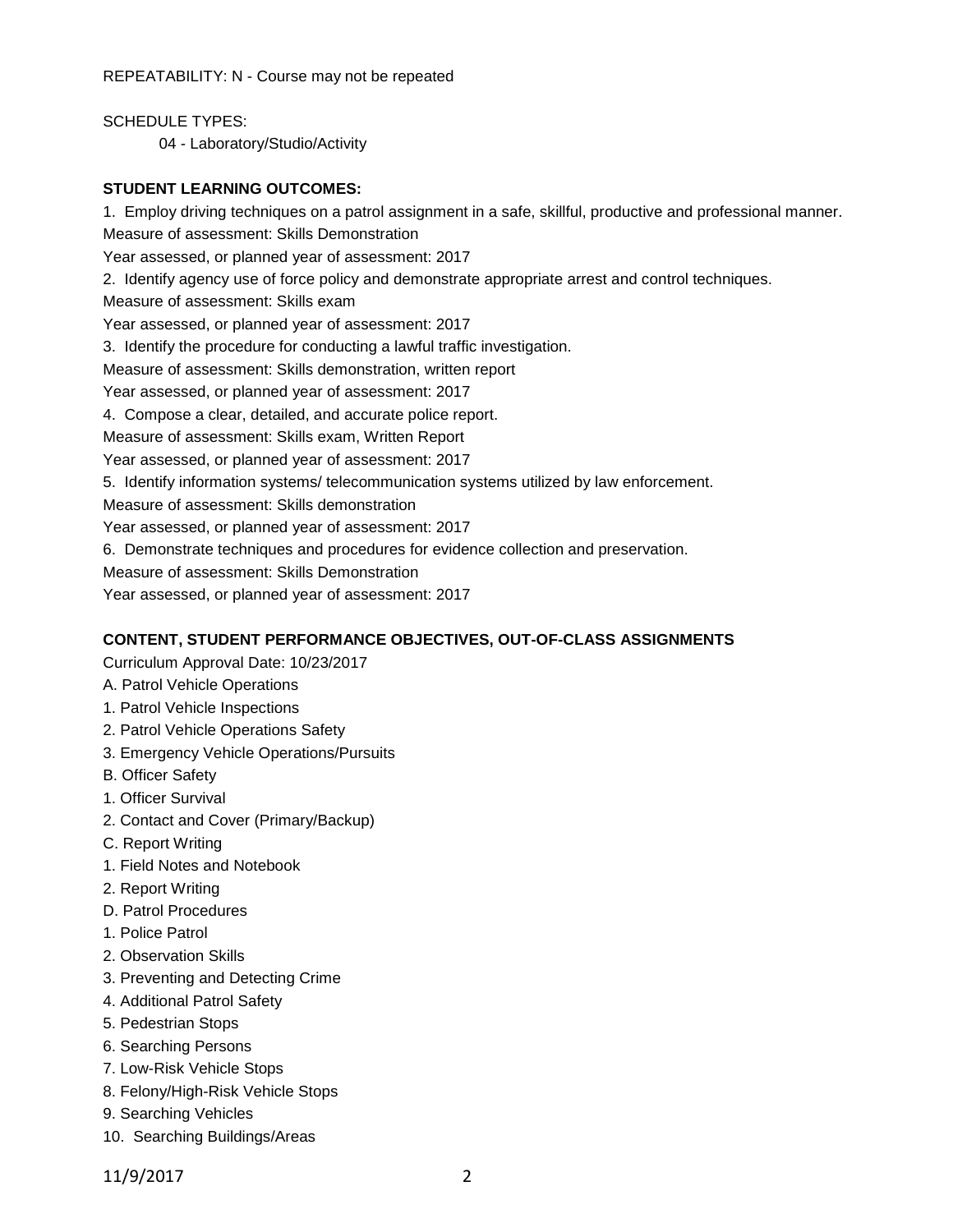REPEATABILITY: N - Course may not be repeated

SCHEDULE TYPES:

04 - Laboratory/Studio/Activity

**STUDENT LEARNING OUTCOMES:**

1. Employ driving techniques on a patrol assignment in a safe, skillful, productive and professional manner.
Measure of assessment: Skills Demonstration
Year assessed, or planned year of assessment: 2017

2. Identify agency use of force policy and demonstrate appropriate arrest and control techniques.
Measure of assessment: Skills exam
Year assessed, or planned year of assessment: 2017

3. Identify the procedure for conducting a lawful traffic investigation.
Measure of assessment: Skills demonstration, written report
Year assessed, or planned year of assessment: 2017

4. Compose a clear, detailed, and accurate police report.
Measure of assessment: Skills exam, Written Report
Year assessed, or planned year of assessment: 2017

5. Identify information systems/ telecommunication systems utilized by law enforcement.
Measure of assessment: Skills demonstration
Year assessed, or planned year of assessment: 2017

6. Demonstrate techniques and procedures for evidence collection and preservation.
Measure of assessment: Skills Demonstration
Year assessed, or planned year of assessment: 2017

**CONTENT, STUDENT PERFORMANCE OBJECTIVES, OUT-OF-CLASS ASSIGNMENTS**

Curriculum Approval Date: 10/23/2017

A. Patrol Vehicle Operations
1. Patrol Vehicle Inspections
2. Patrol Vehicle Operations Safety
3. Emergency Vehicle Operations/Pursuits

B. Officer Safety
1. Officer Survival
2. Contact and Cover (Primary/Backup)

C. Report Writing
1. Field Notes and Notebook
2. Report Writing

D. Patrol Procedures
1. Police Patrol
2. Observation Skills
3. Preventing and Detecting Crime
4. Additional Patrol Safety
5. Pedestrian Stops
6. Searching Persons
7. Low-Risk Vehicle Stops
8. Felony/High-Risk Vehicle Stops
9. Searching Vehicles
10. Searching Buildings/Areas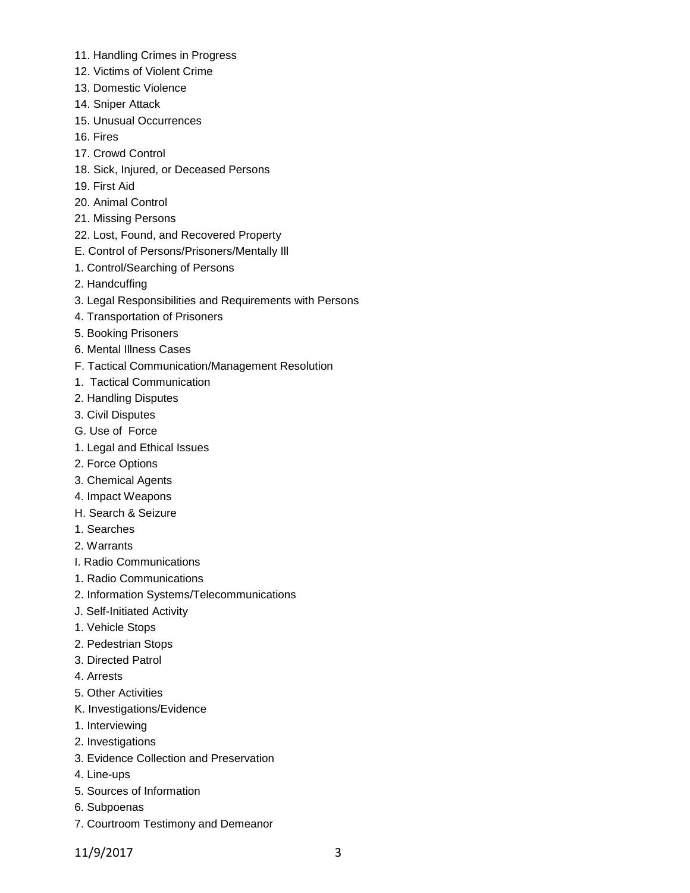11. Handling Crimes in Progress
12. Victims of Violent Crime
13. Domestic Violence
14. Sniper Attack
15. Unusual Occurrences
16. Fires
17. Crowd Control
18. Sick, Injured, or Deceased Persons
19. First Aid
20. Animal Control
21. Missing Persons
22. Lost, Found, and Recovered Property

E. Control of Persons/Prisoners/Mentally Ill

1. Control/Searching of Persons
2. Handcuffing
3. Legal Responsibilities and Requirements with Persons
4. Transportation of Prisoners
5. Booking Prisoners
6. Mental Illness Cases

F. Tactical Communication/Management Resolution

1. Tactical Communication
2. Handling Disputes
3. Civil Disputes

G. Use of Force

1. Legal and Ethical Issues
2. Force Options
3. Chemical Agents
4. Impact Weapons

H. Search & Seizure

1. Searches
2. Warrants

I. Radio Communications

1. Radio Communications
2. Information Systems/Telecommunications

J. Self-Initiated Activity

1. Vehicle Stops
2. Pedestrian Stops
3. Directed Patrol
4. Arrests
5. Other Activities

K. Investigations/Evidence

1. Interviewing
2. Investigations
3. Evidence Collection and Preservation
4. Line-ups
5. Sources of Information
6. Subpoenas
7. Courtroom Testimony and Demeanor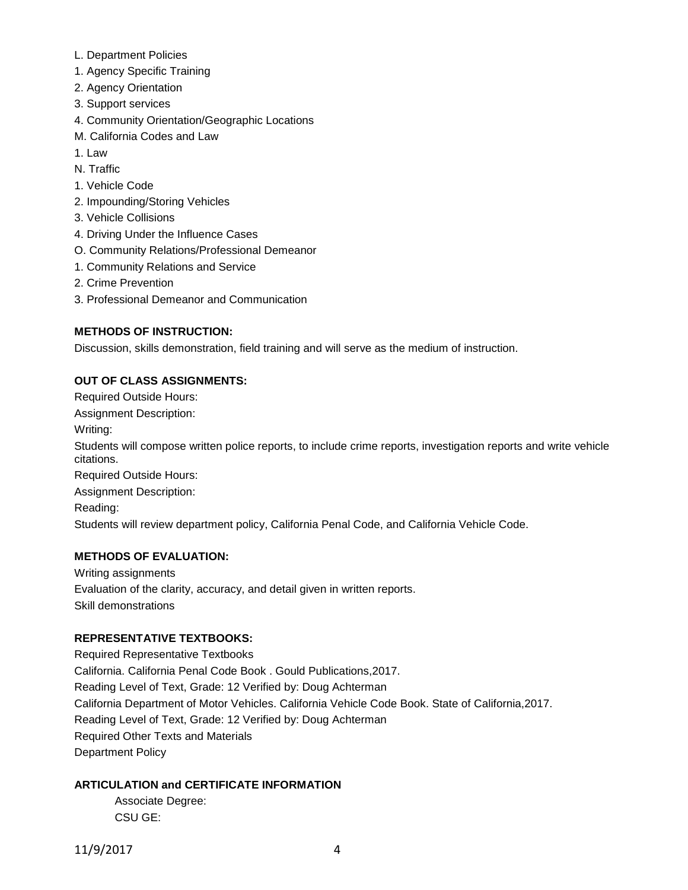L. Department Policies
1. Agency Specific Training
2. Agency Orientation
3. Support services
4. Community Orientation/Geographic Locations
M. California Codes and Law
1. Law
N. Traffic
1. Vehicle Code
2. Impounding/Storing Vehicles
3. Vehicle Collisions
4. Driving Under the Influence Cases
O. Community Relations/Professional Demeanor
1. Community Relations and Service
2. Crime Prevention
3. Professional Demeanor and Communication

**METHODS OF INSTRUCTION:**

Discussion, skills demonstration, field training and will serve as the medium of instruction.

**OUT OF CLASS ASSIGNMENTS:**

Required Outside Hours:

Assignment Description:

Writing:

Students will compose written police reports, to include crime reports, investigation reports and write vehicle citations.

Required Outside Hours:

Assignment Description:

Reading:

Students will review department policy, California Penal Code, and California Vehicle Code.

**METHODS OF EVALUATION:**

Writing assignments

Evaluation of the clarity, accuracy, and detail given in written reports.

Skill demonstrations

**REPRESENTATIVE TEXTBOOKS:**

Required Representative Textbooks

California. California Penal Code Book . Gould Publications,2017.

Reading Level of Text, Grade: 12 Verified by: Doug Achterman

California Department of Motor Vehicles. California Vehicle Code Book. State of California,2017.

Reading Level of Text, Grade: 12 Verified by: Doug Achterman

Required Other Texts and Materials

Department Policy

**ARTICULATION and CERTIFICATE INFORMATION**

Associate Degree:

CSU GE: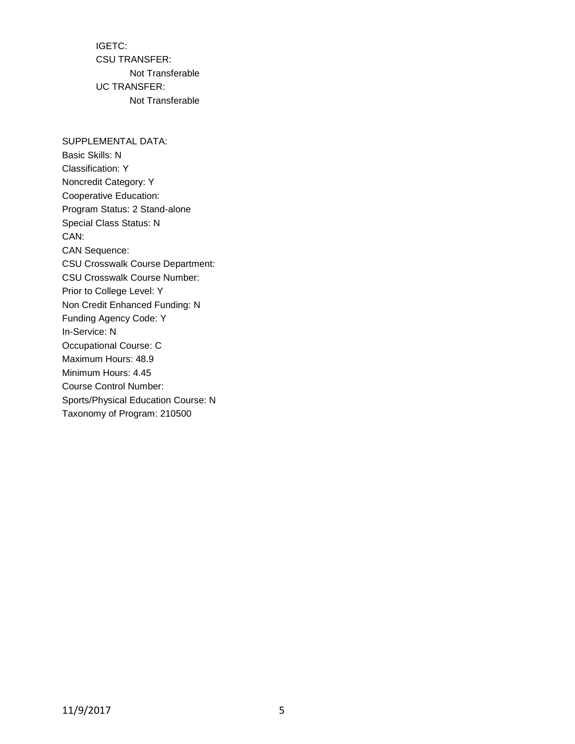IGETC:

CSU TRANSFER:

Not Transferable

UC TRANSFER:

Not Transferable

SUPPLEMENTAL DATA:

Basic Skills: N

Classification: Y

Noncredit Category: Y

Cooperative Education:

Program Status: 2 Stand-alone

Special Class Status: N

CAN:

CAN Sequence:

CSU Crosswalk Course Department:

CSU Crosswalk Course Number:

Prior to College Level: Y

Non Credit Enhanced Funding: N

Funding Agency Code: Y

In-Service: N

Occupational Course: C

Maximum Hours: 48.9

Minimum Hours: 4.45

Course Control Number:

Sports/Physical Education Course: N

Taxonomy of Program: 210500